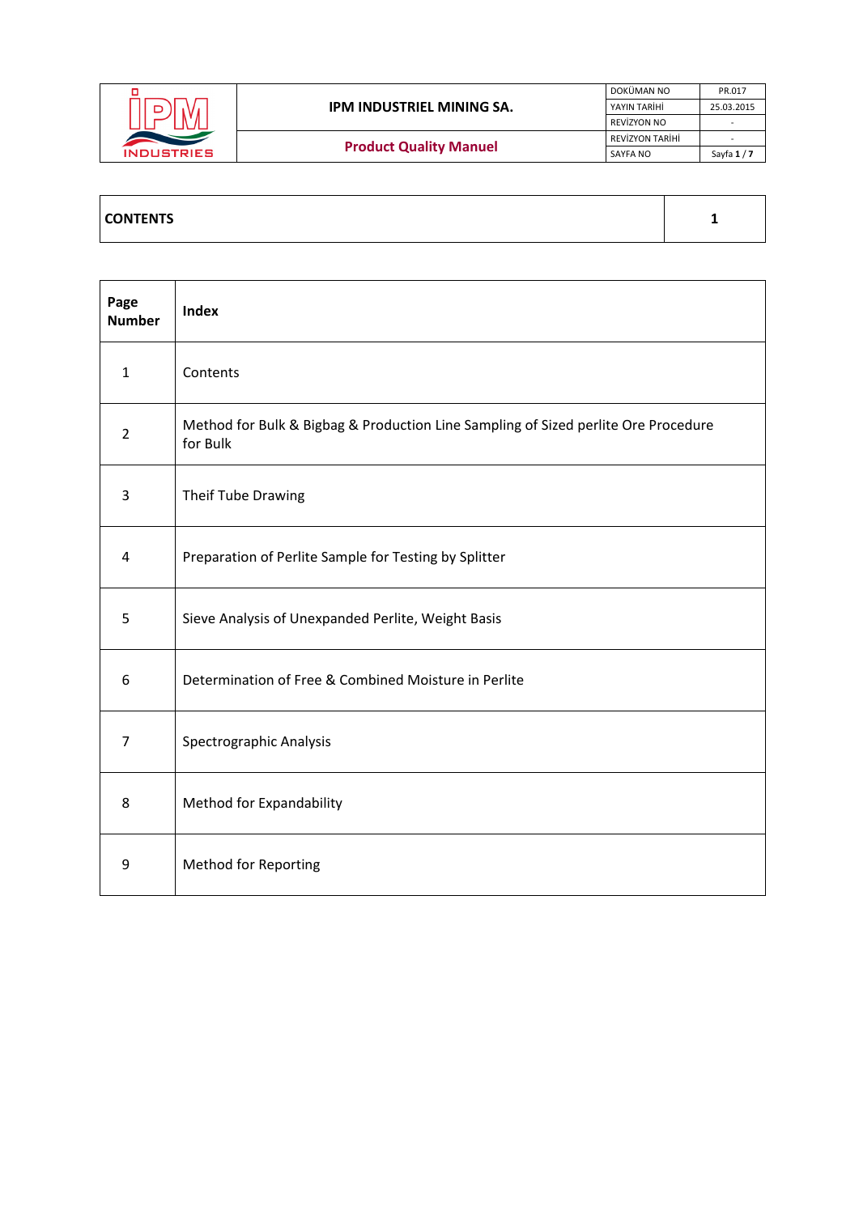| IPM INDUSTRIES | IPM INDUSTRIEL MINING SA. | DOKÜMAN NO | PR.017 |
|---|---|---|---|
| | | YAYIN TARİHİ | 25.03.2015 |
| | | REVİZYON NO | - |
| | **Product Quality Manuel** | REVİZYON TARİHİ | - |
| | | SAYFA NO | Sayfa 1 / 7 |

| **CONTENTS** | **1** |
|---|---|

| **Page Number** | **Index** |
|---|---|
| 1 | Contents |
| 2 | Method for Bulk & Bigbag & Production Line Sampling of Sized perlite Ore Procedure for Bulk |
| 3 | Theif Tube Drawing |
| 4 | Preparation of Perlite Sample for Testing by Splitter |
| 5 | Sieve Analysis of Unexpanded Perlite, Weight Basis |
| 6 | Determination of Free & Combined Moisture in Perlite |
| 7 | Spectrographic Analysis |
| 8 | Method for Expandability |
| 9 | Method for Reporting |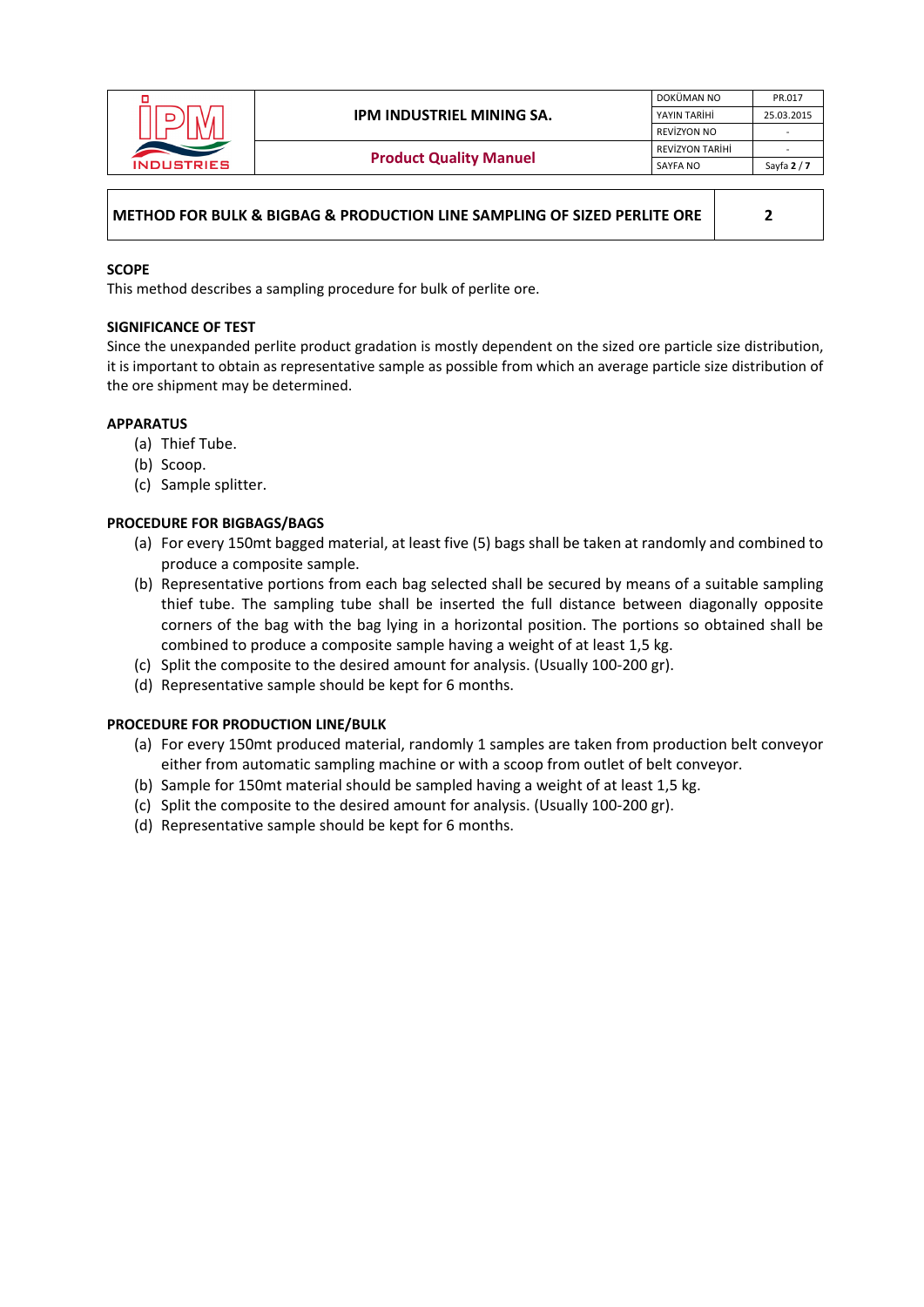| METHOD FOR BULK & BIGBAG & PRODUCTION LINE SAMPLING OF SIZED PERLITE ORE | 2 |
|---|---|

**SCOPE**

This method describes a sampling procedure for bulk of perlite ore.

**SIGNIFICANCE OF TEST**

Since the unexpanded perlite product gradation is mostly dependent on the sized ore particle size distribution, it is important to obtain as representative sample as possible from which an average particle size distribution of the ore shipment may be determined.

**APPARATUS**

(a) Thief Tube.
(b) Scoop.
(c) Sample splitter.

**PROCEDURE FOR BIGBAGS/BAGS**

(a) For every 150mt bagged material, at least five (5) bags shall be taken at randomly and combined to produce a composite sample.
(b) Representative portions from each bag selected shall be secured by means of a suitable sampling thief tube. The sampling tube shall be inserted the full distance between diagonally opposite corners of the bag with the bag lying in a horizontal position. The portions so obtained shall be combined to produce a composite sample having a weight of at least 1,5 kg.
(c) Split the composite to the desired amount for analysis. (Usually 100-200 gr).
(d) Representative sample should be kept for 6 months.

**PROCEDURE FOR PRODUCTION LINE/BULK**

(a) For every 150mt produced material, randomly 1 samples are taken from production belt conveyor either from automatic sampling machine or with a scoop from outlet of belt conveyor.
(b) Sample for 150mt material should be sampled having a weight of at least 1,5 kg.
(c) Split the composite to the desired amount for analysis. (Usually 100-200 gr).
(d) Representative sample should be kept for 6 months.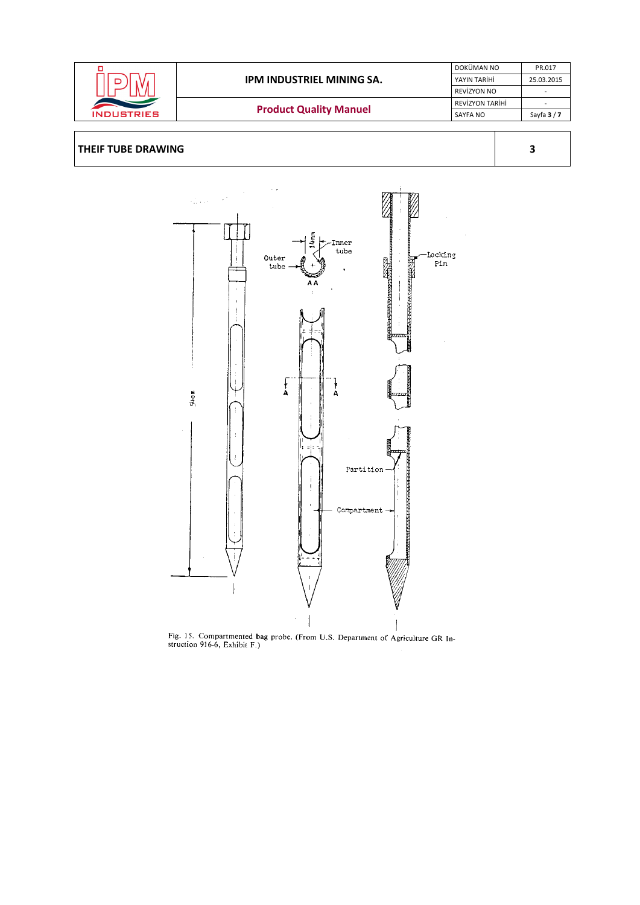## THEIF TUBE DRAWING

3

Fig. 15. Compartmented bag probe. (From U.S. Department of Agriculture GR Instruction 916-6, Exhibit F.)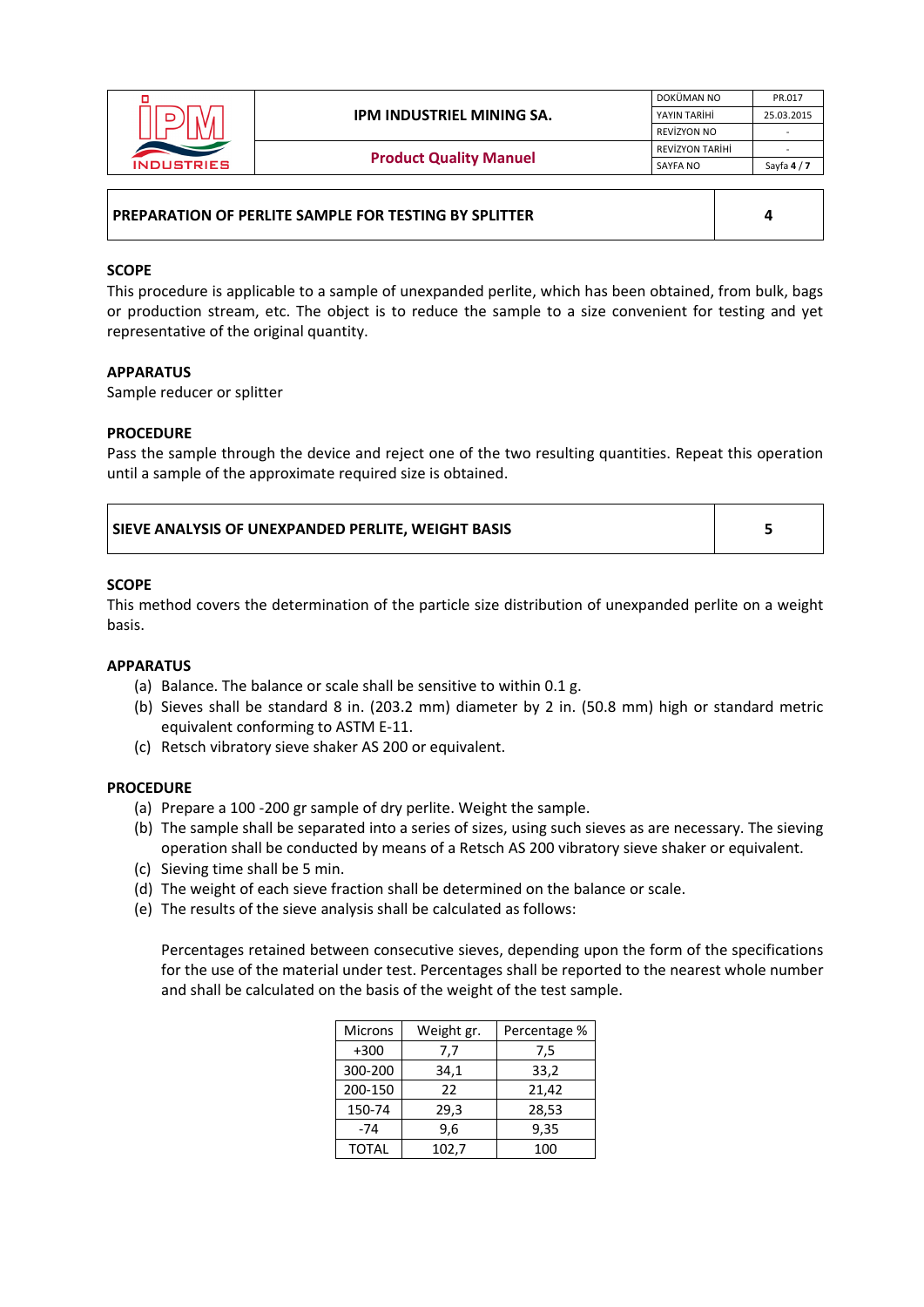| PREPARATION OF PERLITE SAMPLE FOR TESTING BY SPLITTER | 4 |
|---|---|

### SCOPE

This procedure is applicable to a sample of unexpanded perlite, which has been obtained, from bulk, bags or production stream, etc. The object is to reduce the sample to a size convenient for testing and yet representative of the original quantity.

### APPARATUS

Sample reducer or splitter

### PROCEDURE

Pass the sample through the device and reject one of the two resulting quantities. Repeat this operation until a sample of the approximate required size is obtained.

| SIEVE ANALYSIS OF UNEXPANDED PERLITE, WEIGHT BASIS | 5 |
|---|---|

### SCOPE

This method covers the determination of the particle size distribution of unexpanded perlite on a weight basis.

### APPARATUS

(a) Balance. The balance or scale shall be sensitive to within 0.1 g.
(b) Sieves shall be standard 8 in. (203.2 mm) diameter by 2 in. (50.8 mm) high or standard metric equivalent conforming to ASTM E-11.
(c) Retsch vibratory sieve shaker AS 200 or equivalent.

### PROCEDURE

(a) Prepare a 100 -200 gr sample of dry perlite. Weight the sample.
(b) The sample shall be separated into a series of sizes, using such sieves as are necessary. The sieving operation shall be conducted by means of a Retsch AS 200 vibratory sieve shaker or equivalent.
(c) Sieving time shall be 5 min.
(d) The weight of each sieve fraction shall be determined on the balance or scale.
(e) The results of the sieve analysis shall be calculated as follows:

Percentages retained between consecutive sieves, depending upon the form of the specifications for the use of the material under test. Percentages shall be reported to the nearest whole number and shall be calculated on the basis of the weight of the test sample.

| Microns | Weight gr. | Percentage % |
|---|---|---|
| +300 | 7,7 | 7,5 |
| 300-200 | 34,1 | 33,2 |
| 200-150 | 22 | 21,42 |
| 150-74 | 29,3 | 28,53 |
| -74 | 9,6 | 9,35 |
| TOTAL | 102,7 | 100 |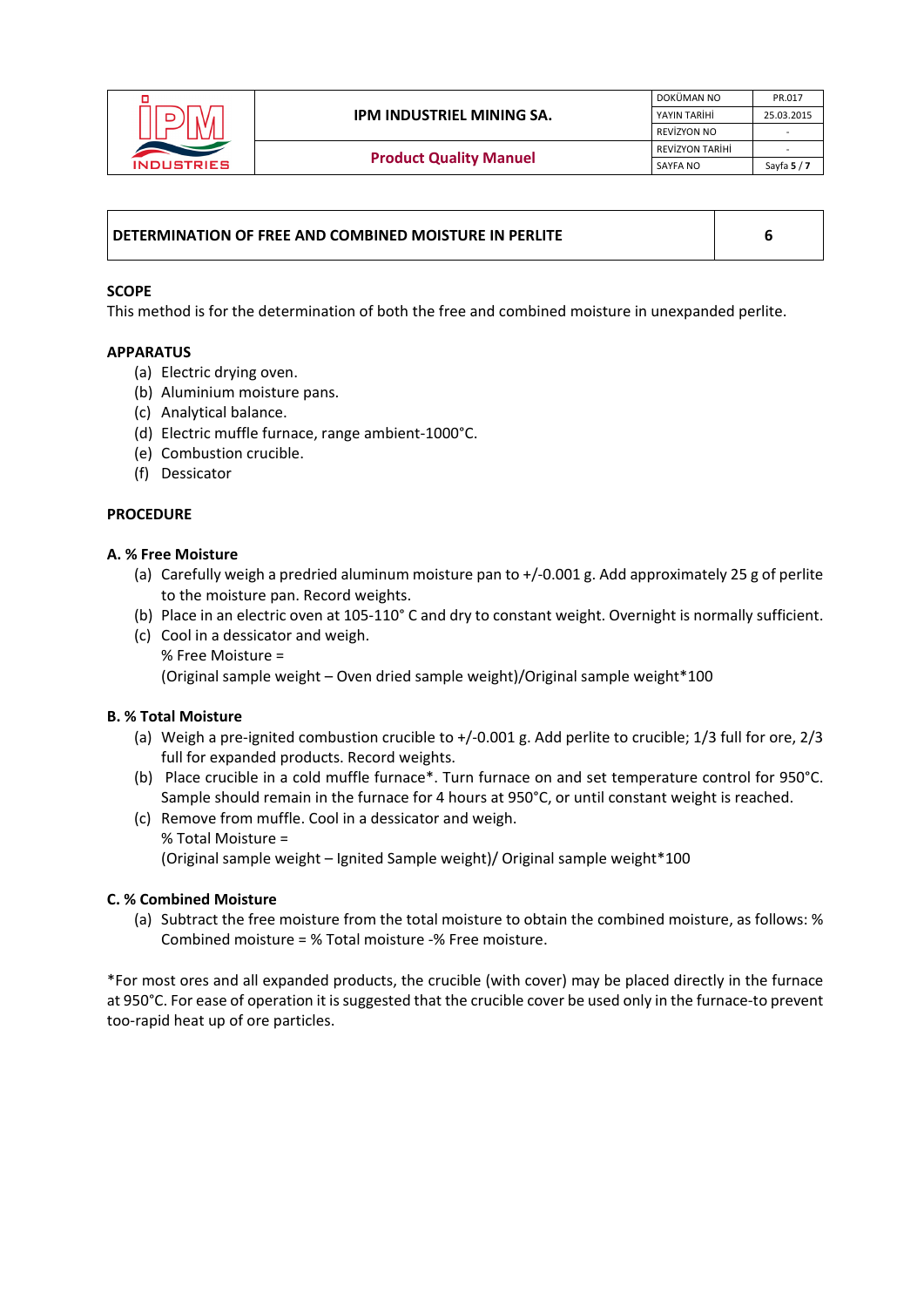| DETERMINATION OF FREE AND COMBINED MOISTURE IN PERLITE | 6 |
|---|---|

**SCOPE**

This method is for the determination of both the free and combined moisture in unexpanded perlite.

**APPARATUS**

(a) Electric drying oven.
(b) Aluminium moisture pans.
(c) Analytical balance.
(d) Electric muffle furnace, range ambient-1000°C.
(e) Combustion crucible.
(f) Dessicator

**PROCEDURE**

**A. % Free Moisture**

(a) Carefully weigh a predried aluminum moisture pan to +/-0.001 g. Add approximately 25 g of perlite to the moisture pan. Record weights.
(b) Place in an electric oven at 105-110° C and dry to constant weight. Overnight is normally sufficient.
(c) Cool in a dessicator and weigh.
% Free Moisture =
(Original sample weight – Oven dried sample weight)/Original sample weight*100

**B. % Total Moisture**

(a) Weigh a pre-ignited combustion crucible to +/-0.001 g. Add perlite to crucible; 1/3 full for ore, 2/3 full for expanded products. Record weights.
(b) Place crucible in a cold muffle furnace*. Turn furnace on and set temperature control for 950°C. Sample should remain in the furnace for 4 hours at 950°C, or until constant weight is reached.
(c) Remove from muffle. Cool in a dessicator and weigh.
% Total Moisture =
(Original sample weight – Ignited Sample weight)/ Original sample weight*100

**C. % Combined Moisture**

(a) Subtract the free moisture from the total moisture to obtain the combined moisture, as follows: % Combined moisture = % Total moisture -% Free moisture.

*For most ores and all expanded products, the crucible (with cover) may be placed directly in the furnace at 950°C. For ease of operation it is suggested that the crucible cover be used only in the furnace-to prevent too-rapid heat up of ore particles.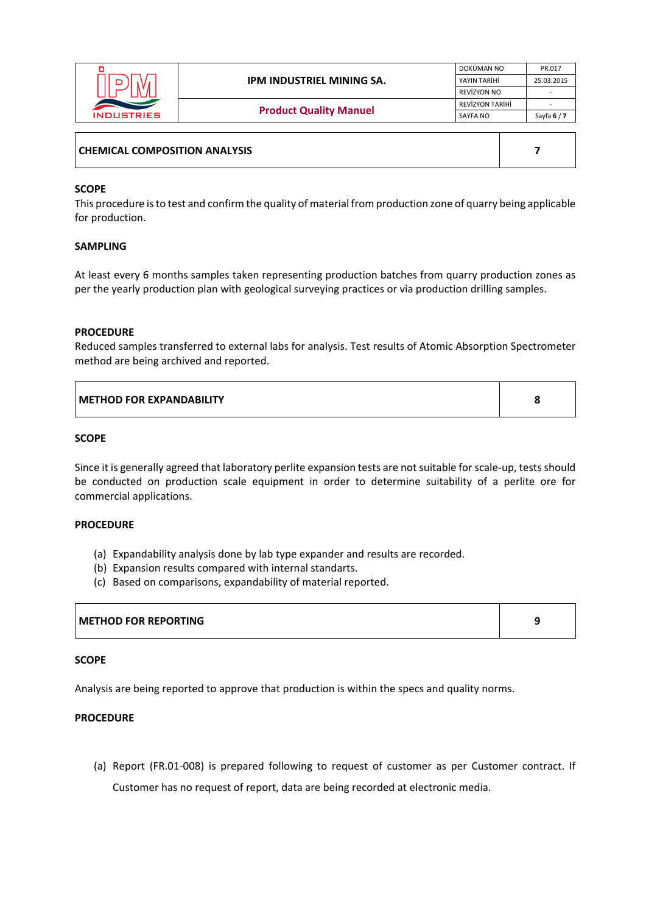| CHEMICAL COMPOSITION ANALYSIS | 7 |
|---|---|

**SCOPE**

This procedure is to test and confirm the quality of material from production zone of quarry being applicable for production.

**SAMPLING**

At least every 6 months samples taken representing production batches from quarry production zones as per the yearly production plan with geological surveying practices or via production drilling samples.

**PROCEDURE**

Reduced samples transferred to external labs for analysis. Test results of Atomic Absorption Spectrometer method are being archived and reported.

| METHOD FOR EXPANDABILITY | 8 |
|---|---|

**SCOPE**

Since it is generally agreed that laboratory perlite expansion tests are not suitable for scale-up, tests should be conducted on production scale equipment in order to determine suitability of a perlite ore for commercial applications.

**PROCEDURE**

(a) Expandability analysis done by lab type expander and results are recorded.
(b) Expansion results compared with internal standarts.
(c) Based on comparisons, expandability of material reported.

| METHOD FOR REPORTING | 9 |
|---|---|

**SCOPE**

Analysis are being reported to approve that production is within the specs and quality norms.

**PROCEDURE**

(a) Report (FR.01-008) is prepared following to request of customer as per Customer contract. If Customer has no request of report, data are being recorded at electronic media.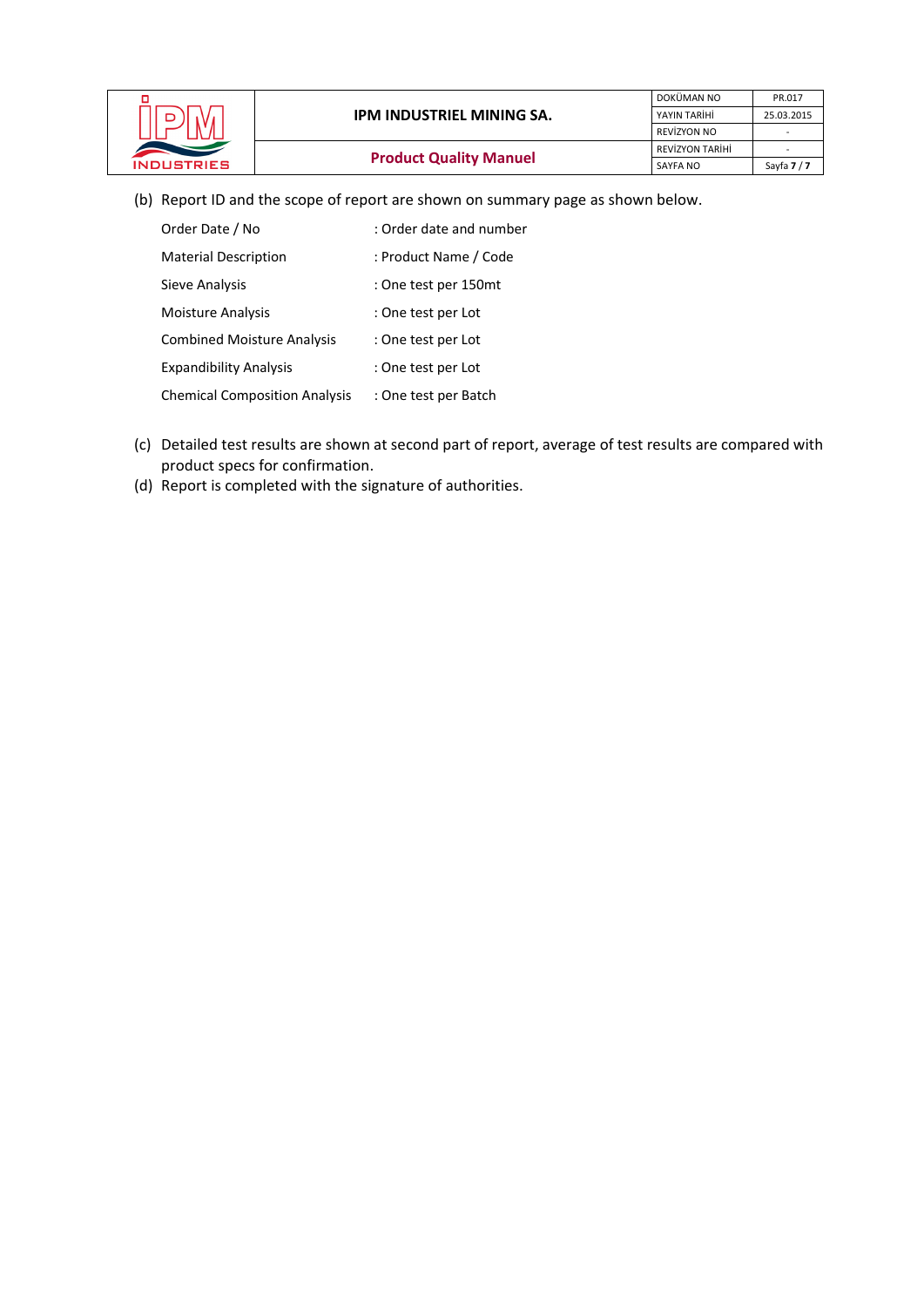(b) Report ID and the scope of report are shown on summary page as shown below.

| | |
|---|---|
| Order Date / No | : Order date and number |
| Material Description | : Product Name / Code |
| Sieve Analysis | : One test per 150mt |
| Moisture Analysis | : One test per Lot |
| Combined Moisture Analysis | : One test per Lot |
| Expandibility Analysis | : One test per Lot |
| Chemical Composition Analysis | : One test per Batch |

(c) Detailed test results are shown at second part of report, average of test results are compared with product specs for confirmation.

(d) Report is completed with the signature of authorities.